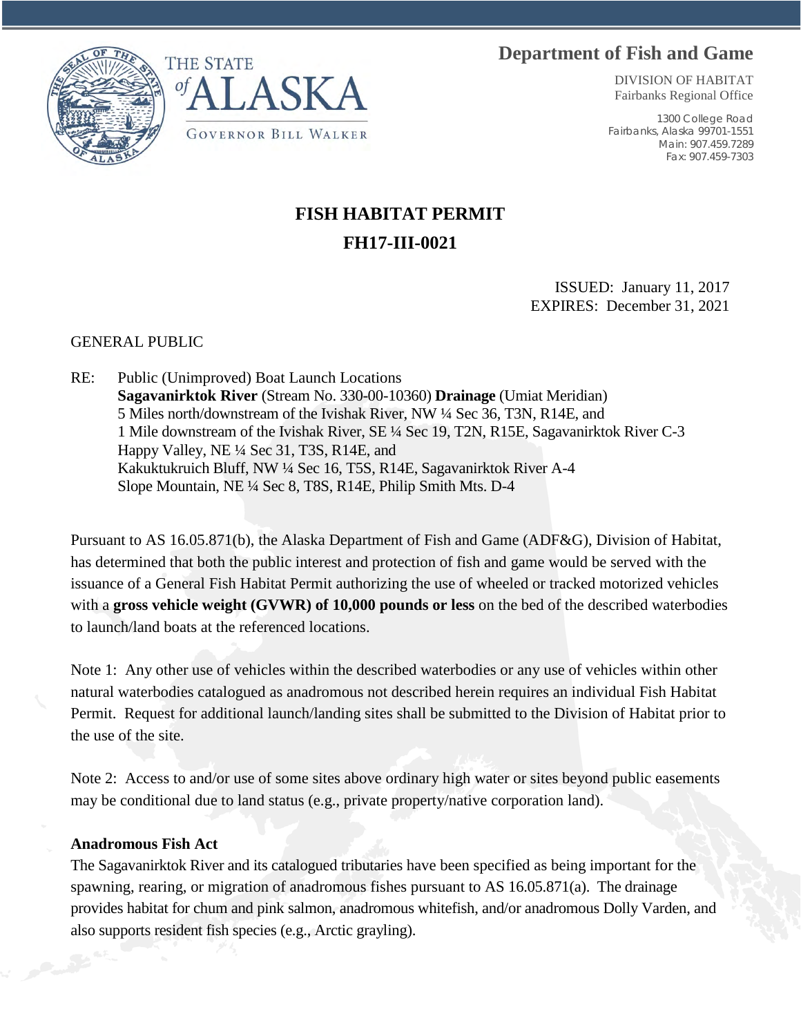THE STATE of ALASKA

GOVERNOR BILL WALKER

**Department of Fish and Game**

DIVISION OF HABITAT
Fairbanks Regional Office

1300 College Road
Fairbanks, Alaska 99701-1551
Main: 907.459.7289
Fax: 907-459-7303

# FISH HABITAT PERMIT

# FH17-III-0021

ISSUED: January 11, 2017
EXPIRES: December 31, 2021

GENERAL PUBLIC

RE: Public (Unimproved) Boat Launch Locations
**Sagavanirktok River** (Stream No. 330-00-10360) **Drainage** (Umiat Meridian)
5 Miles north/downstream of the Ivishak River, NW ¼ Sec 36, T3N, R14E, and
1 Mile downstream of the Ivishak River, SE ¼ Sec 19, T2N, R15E, Sagavanirktok River C-3
Happy Valley, NE ¼ Sec 31, T3S, R14E, and
Kakuktukruich Bluff, NW ¼ Sec 16, T5S, R14E, Sagavanirktok River A-4
Slope Mountain, NE ¼ Sec 8, T8S, R14E, Philip Smith Mts. D-4

Pursuant to AS 16.05.871(b), the Alaska Department of Fish and Game (ADF&G), Division of Habitat, has determined that both the public interest and protection of fish and game would be served with the issuance of a General Fish Habitat Permit authorizing the use of wheeled or tracked motorized vehicles with a **gross vehicle weight (GVWR) of 10,000 pounds or less** on the bed of the described waterbodies to launch/land boats at the referenced locations.

Note 1: Any other use of vehicles within the described waterbodies or any use of vehicles within other natural waterbodies catalogued as anadromous not described herein requires an individual Fish Habitat Permit. Request for additional launch/landing sites shall be submitted to the Division of Habitat prior to the use of the site.

Note 2: Access to and/or use of some sites above ordinary high water or sites beyond public easements may be conditional due to land status (e.g., private property/native corporation land).

**Anadromous Fish Act**
The Sagavanirktok River and its catalogued tributaries have been specified as being important for the spawning, rearing, or migration of anadromous fishes pursuant to AS 16.05.871(a). The drainage provides habitat for chum and pink salmon, anadromous whitefish, and/or anadromous Dolly Varden, and also supports resident fish species (e.g., Arctic grayling).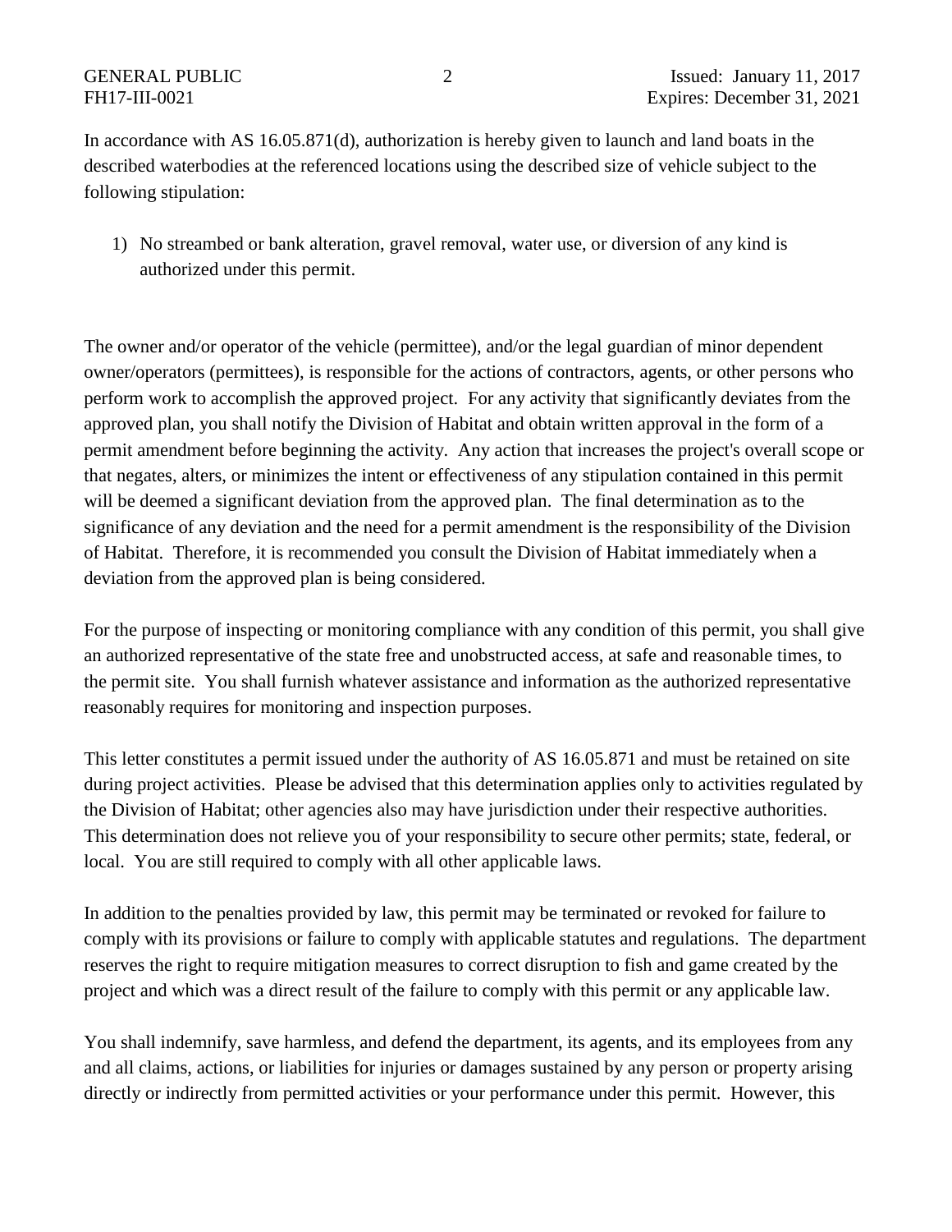In accordance with AS 16.05.871(d), authorization is hereby given to launch and land boats in the described waterbodies at the referenced locations using the described size of vehicle subject to the following stipulation:

1) No streambed or bank alteration, gravel removal, water use, or diversion of any kind is authorized under this permit.

The owner and/or operator of the vehicle (permittee), and/or the legal guardian of minor dependent owner/operators (permittees), is responsible for the actions of contractors, agents, or other persons who perform work to accomplish the approved project. For any activity that significantly deviates from the approved plan, you shall notify the Division of Habitat and obtain written approval in the form of a permit amendment before beginning the activity. Any action that increases the project's overall scope or that negates, alters, or minimizes the intent or effectiveness of any stipulation contained in this permit will be deemed a significant deviation from the approved plan. The final determination as to the significance of any deviation and the need for a permit amendment is the responsibility of the Division of Habitat. Therefore, it is recommended you consult the Division of Habitat immediately when a deviation from the approved plan is being considered.

For the purpose of inspecting or monitoring compliance with any condition of this permit, you shall give an authorized representative of the state free and unobstructed access, at safe and reasonable times, to the permit site. You shall furnish whatever assistance and information as the authorized representative reasonably requires for monitoring and inspection purposes.

This letter constitutes a permit issued under the authority of AS 16.05.871 and must be retained on site during project activities. Please be advised that this determination applies only to activities regulated by the Division of Habitat; other agencies also may have jurisdiction under their respective authorities. This determination does not relieve you of your responsibility to secure other permits; state, federal, or local. You are still required to comply with all other applicable laws.

In addition to the penalties provided by law, this permit may be terminated or revoked for failure to comply with its provisions or failure to comply with applicable statutes and regulations. The department reserves the right to require mitigation measures to correct disruption to fish and game created by the project and which was a direct result of the failure to comply with this permit or any applicable law.

You shall indemnify, save harmless, and defend the department, its agents, and its employees from any and all claims, actions, or liabilities for injuries or damages sustained by any person or property arising directly or indirectly from permitted activities or your performance under this permit. However, this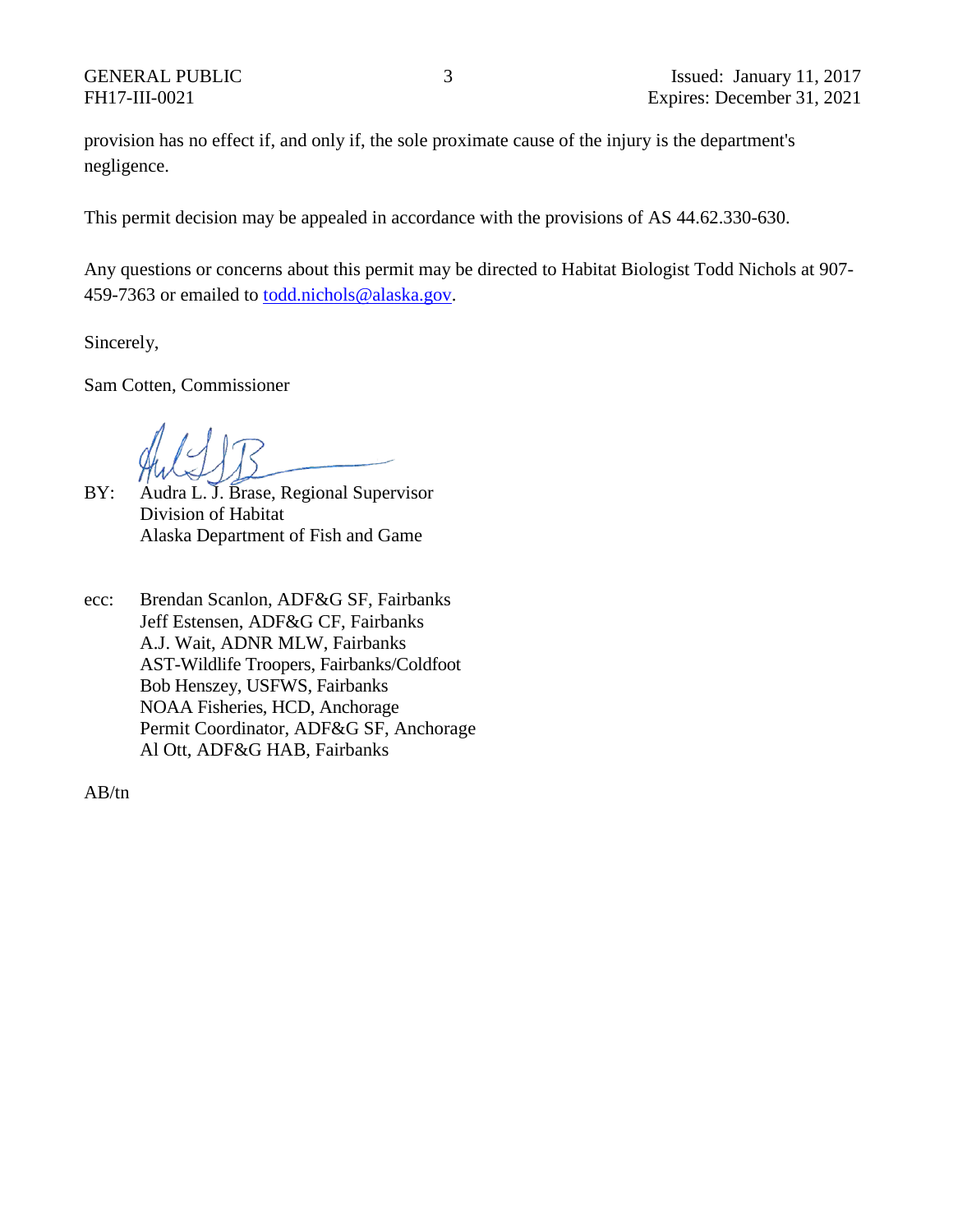provision has no effect if, and only if, the sole proximate cause of the injury is the department's negligence.

This permit decision may be appealed in accordance with the provisions of AS 44.62.330-630.

Any questions or concerns about this permit may be directed to Habitat Biologist Todd Nichols at 907-459-7363 or emailed to todd.nichols@alaska.gov.

Sincerely,

Sam Cotten, Commissioner

BY: Audra L. J. Brase, Regional Supervisor
Division of Habitat
Alaska Department of Fish and Game

ecc: Brendan Scanlon, ADF&G SF, Fairbanks
Jeff Estensen, ADF&G CF, Fairbanks
A.J. Wait, ADNR MLW, Fairbanks
AST-Wildlife Troopers, Fairbanks/Coldfoot
Bob Henszey, USFWS, Fairbanks
NOAA Fisheries, HCD, Anchorage
Permit Coordinator, ADF&G SF, Anchorage
Al Ott, ADF&G HAB, Fairbanks

AB/tn